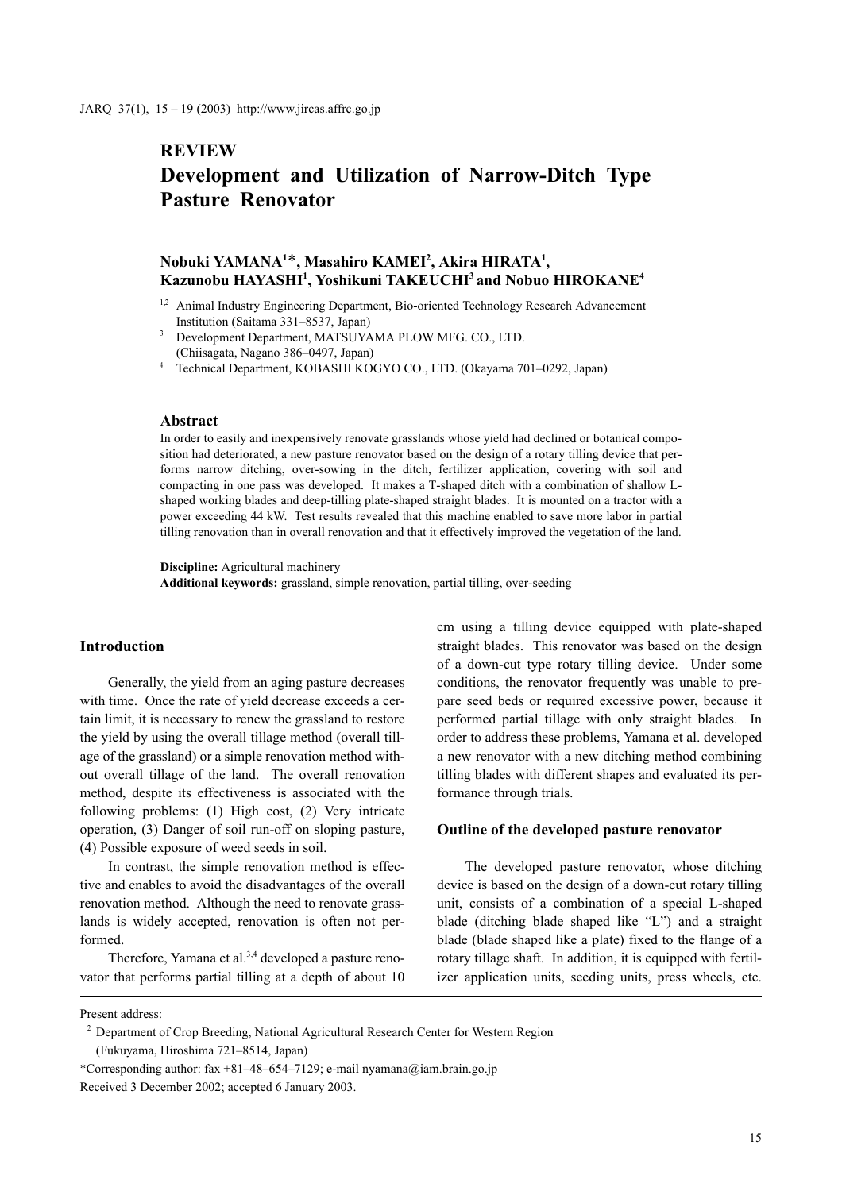## REVIEW

# Development and Utilization of Narrow-Ditch Type Pasture Renovator

**Nobuki YAMANA[1]\*, Masahiro KAMEI[2], Akira HIRATA[1], Kazunobu HAYASHI[1], Yoshikuni TAKEUCHI[3] and Nobuo HIROKANE[4]**

[1,2] Animal Industry Engineering Department, Bio-oriented Technology Research Advancement Institution (Saitama 331–8537, Japan)

[3] Development Department, MATSUYAMA PLOW MFG. CO., LTD. (Chiisagata, Nagano 386–0497, Japan)

[4] Technical Department, KOBASHI KOGYO CO., LTD. (Okayama 701–0292, Japan)

### Abstract

In order to easily and inexpensively renovate grasslands whose yield had declined or botanical composition had deteriorated, a new pasture renovator based on the design of a rotary tilling device that performs narrow ditching, over-sowing in the ditch, fertilizer application, covering with soil and compacting in one pass was developed. It makes a T-shaped ditch with a combination of shallow L-shaped working blades and deep-tilling plate-shaped straight blades. It is mounted on a tractor with a power exceeding 44 kW. Test results revealed that this machine enabled to save more labor in partial tilling renovation than in overall renovation and that it effectively improved the vegetation of the land.

**Discipline:** Agricultural machinery
**Additional keywords:** grassland, simple renovation, partial tilling, over-seeding

## Introduction

Generally, the yield from an aging pasture decreases with time. Once the rate of yield decrease exceeds a certain limit, it is necessary to renew the grassland to restore the yield by using the overall tillage method (overall tillage of the grassland) or a simple renovation method without overall tillage of the land. The overall renovation method, despite its effectiveness is associated with the following problems: (1) High cost, (2) Very intricate operation, (3) Danger of soil run-off on sloping pasture, (4) Possible exposure of weed seeds in soil.

In contrast, the simple renovation method is effective and enables to avoid the disadvantages of the overall renovation method. Although the need to renovate grasslands is widely accepted, renovation is often not performed.

Therefore, Yamana et al.[3,4] developed a pasture renovator that performs partial tilling at a depth of about 10 cm using a tilling device equipped with plate-shaped straight blades. This renovator was based on the design of a down-cut type rotary tilling device. Under some conditions, the renovator frequently was unable to prepare seed beds or required excessive power, because it performed partial tillage with only straight blades. In order to address these problems, Yamana et al. developed a new renovator with a new ditching method combining tilling blades with different shapes and evaluated its performance through trials.

## Outline of the developed pasture renovator

The developed pasture renovator, whose ditching device is based on the design of a down-cut rotary tilling unit, consists of a combination of a special L-shaped blade (ditching blade shaped like "L") and a straight blade (blade shaped like a plate) fixed to the flange of a rotary tillage shaft. In addition, it is equipped with fertilizer application units, seeding units, press wheels, etc.

---

Present address:

[2] Department of Crop Breeding, National Agricultural Research Center for Western Region (Fukuyama, Hiroshima 721–8514, Japan)

\*Corresponding author: fax +81–48–654–7129; e-mail nyamana@iam.brain.go.jp

Received 3 December 2002; accepted 6 January 2003.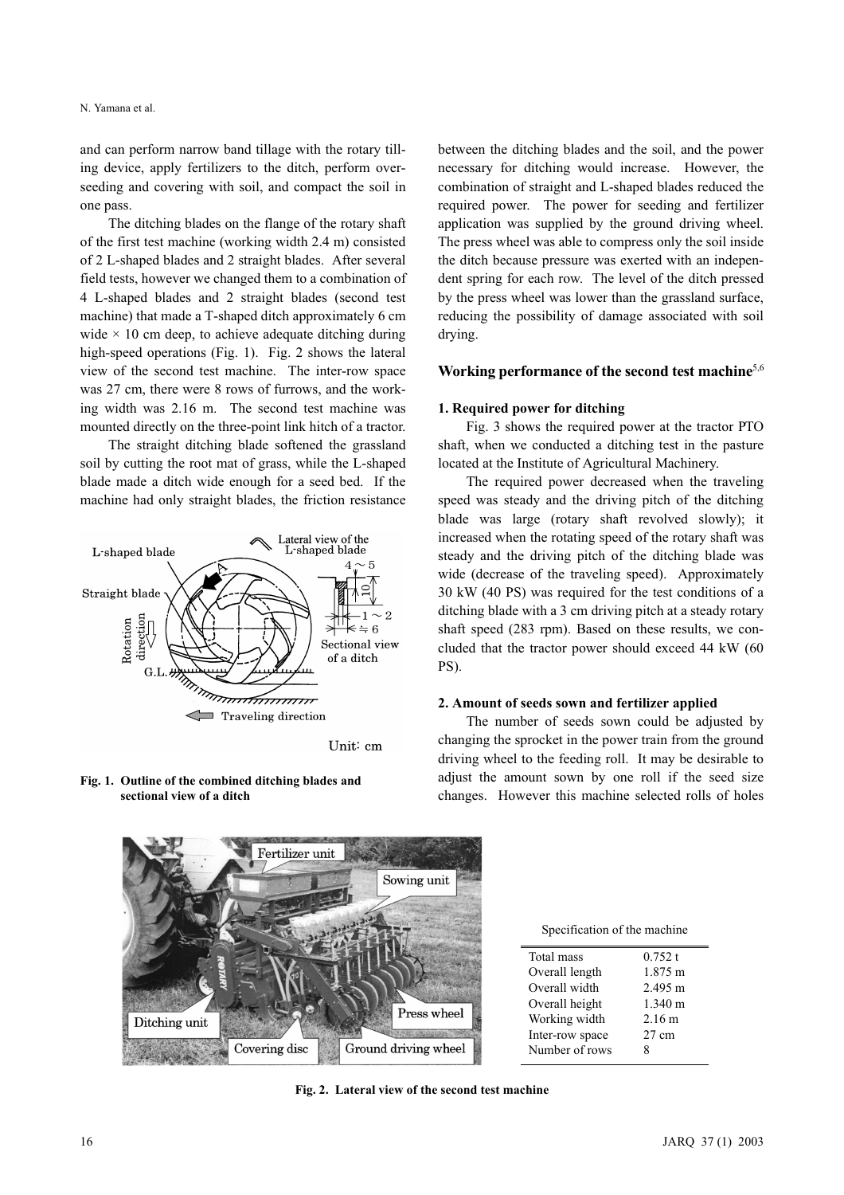and can perform narrow band tillage with the rotary tilling device, apply fertilizers to the ditch, perform overseeding and covering with soil, and compact the soil in one pass.

The ditching blades on the flange of the rotary shaft of the first test machine (working width 2.4 m) consisted of 2 L-shaped blades and 2 straight blades. After several field tests, however we changed them to a combination of 4 L-shaped blades and 2 straight blades (second test machine) that made a T-shaped ditch approximately 6 cm wide × 10 cm deep, to achieve adequate ditching during high-speed operations (Fig. 1). Fig. 2 shows the lateral view of the second test machine. The inter-row space was 27 cm, there were 8 rows of furrows, and the working width was 2.16 m. The second test machine was mounted directly on the three-point link hitch of a tractor.

The straight ditching blade softened the grassland soil by cutting the root mat of grass, while the L-shaped blade made a ditch wide enough for a seed bed. If the machine had only straight blades, the friction resistance between the ditching blades and the soil, and the power necessary for ditching would increase. However, the combination of straight and L-shaped blades reduced the required power. The power for seeding and fertilizer application was supplied by the ground driving wheel. The press wheel was able to compress only the soil inside the ditch because pressure was exerted with an independent spring for each row. The level of the ditch pressed by the press wheel was lower than the grassland surface, reducing the possibility of damage associated with soil drying.

**Fig. 1. Outline of the combined ditching blades and sectional view of a ditch**

## Working performance of the second test machine[5,6]

### 1. Required power for ditching

Fig. 3 shows the required power at the tractor PTO shaft, when we conducted a ditching test in the pasture located at the Institute of Agricultural Machinery.

The required power decreased when the traveling speed was steady and the driving pitch of the ditching blade was large (rotary shaft revolved slowly); it increased when the rotating speed of the rotary shaft was steady and the driving pitch of the ditching blade was wide (decrease of the traveling speed). Approximately 30 kW (40 PS) was required for the test conditions of a ditching blade with a 3 cm driving pitch at a steady rotary shaft speed (283 rpm). Based on these results, we concluded that the tractor power should exceed 44 kW (60 PS).

### 2. Amount of seeds sown and fertilizer applied

The number of seeds sown could be adjusted by changing the sprocket in the power train from the ground driving wheel to the feeding roll. It may be desirable to adjust the amount sown by one roll if the seed size changes. However this machine selected rolls of holes

Specification of the machine

| Total mass | 0.752 t |
|---|---|
| Overall length | 1.875 m |
| Overall width | 2.495 m |
| Overall height | 1.340 m |
| Working width | 2.16 m |
| Inter-row space | 27 cm |
| Number of rows | 8 |

**Fig. 2. Lateral view of the second test machine**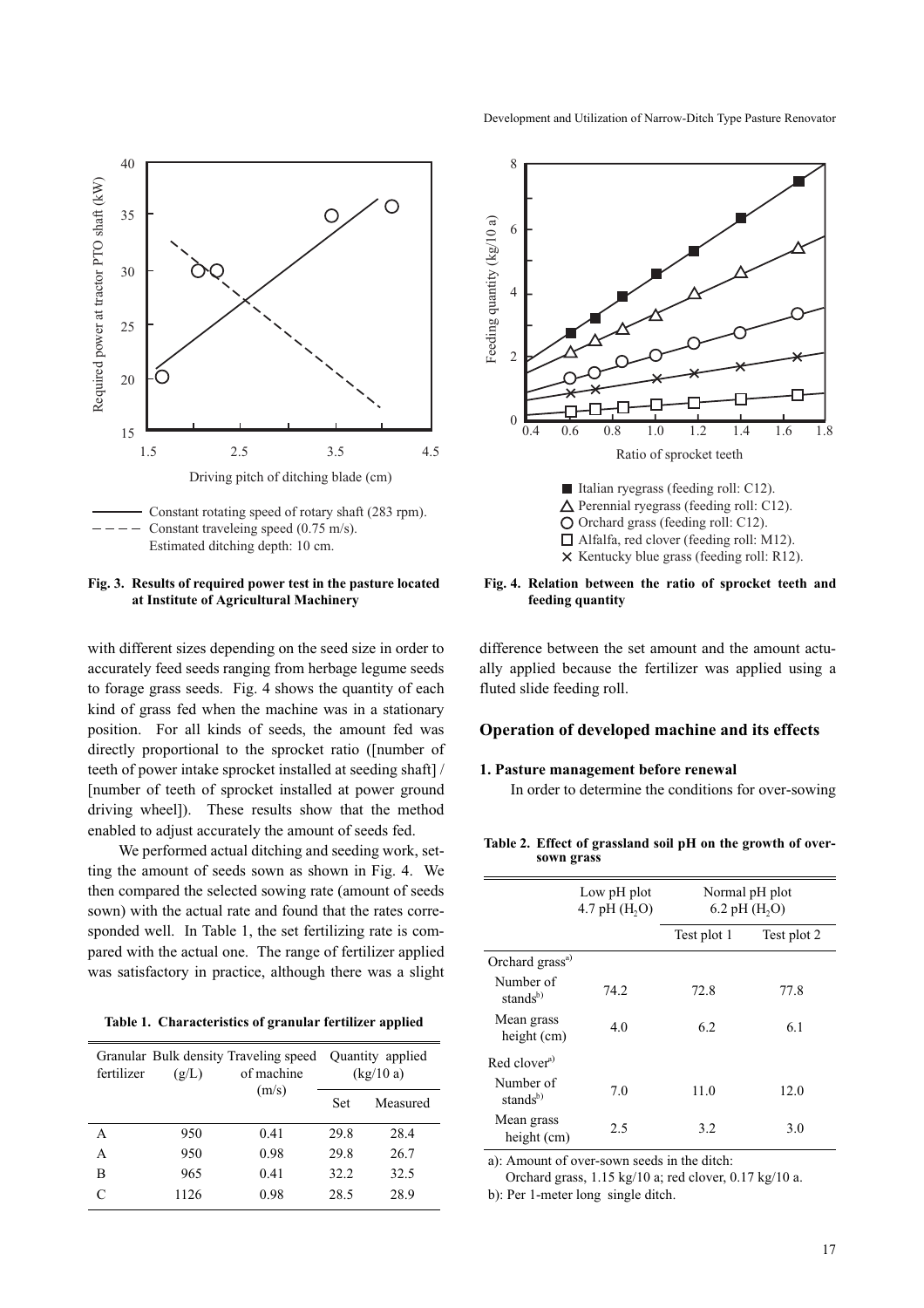Fig. 3. Results of required power test in the pasture located at Institute of Agricultural Machinery

Fig. 4. Relation between the ratio of sprocket teeth and feeding quantity

with different sizes depending on the seed size in order to accurately feed seeds ranging from herbage legume seeds to forage grass seeds. Fig. 4 shows the quantity of each kind of grass fed when the machine was in a stationary position. For all kinds of seeds, the amount fed was directly proportional to the sprocket ratio ([number of teeth of power intake sprocket installed at seeding shaft] / [number of teeth of sprocket installed at power ground driving wheel]). These results show that the method enabled to adjust accurately the amount of seeds fed.

We performed actual ditching and seeding work, setting the amount of seeds sown as shown in Fig. 4. We then compared the selected sowing rate (amount of seeds sown) with the actual rate and found that the rates corresponded well. In Table 1, the set fertilizing rate is compared with the actual one. The range of fertilizer applied was satisfactory in practice, although there was a slight difference between the set amount and the amount actually applied because the fertilizer was applied using a fluted slide feeding roll.

**Table 1. Characteristics of granular fertilizer applied**

| Granular fertilizer | Bulk density (g/L) | Traveling speed of machine (m/s) | Quantity applied (kg/10 a) | |
|---|---|---|---|---|
| | | | Set | Measured |
| A | 950 | 0.41 | 29.8 | 28.4 |
| A | 950 | 0.98 | 29.8 | 26.7 |
| B | 965 | 0.41 | 32.2 | 32.5 |
| C | 1126 | 0.98 | 28.5 | 28.9 |

## Operation of developed machine and its effects

### 1. Pasture management before renewal

In order to determine the conditions for over-sowing

**Table 2. Effect of grassland soil pH on the growth of over-sown grass**

| | Low pH plot 4.7 pH ($H_2O$) | Normal pH plot 6.2 pH ($H_2O$) | |
|---|---|---|---|
| | | Test plot 1 | Test plot 2 |
| Orchard grass[a] | | | |
| Number of stands[b] | 74.2 | 72.8 | 77.8 |
| Mean grass height (cm) | 4.0 | 6.2 | 6.1 |
| Red clover[a] | | | |
| Number of stands[b] | 7.0 | 11.0 | 12.0 |
| Mean grass height (cm) | 2.5 | 3.2 | 3.0 |

a): Amount of over-sown seeds in the ditch:
Orchard grass, 1.15 kg/10 a; red clover, 0.17 kg/10 a.
b): Per 1-meter long single ditch.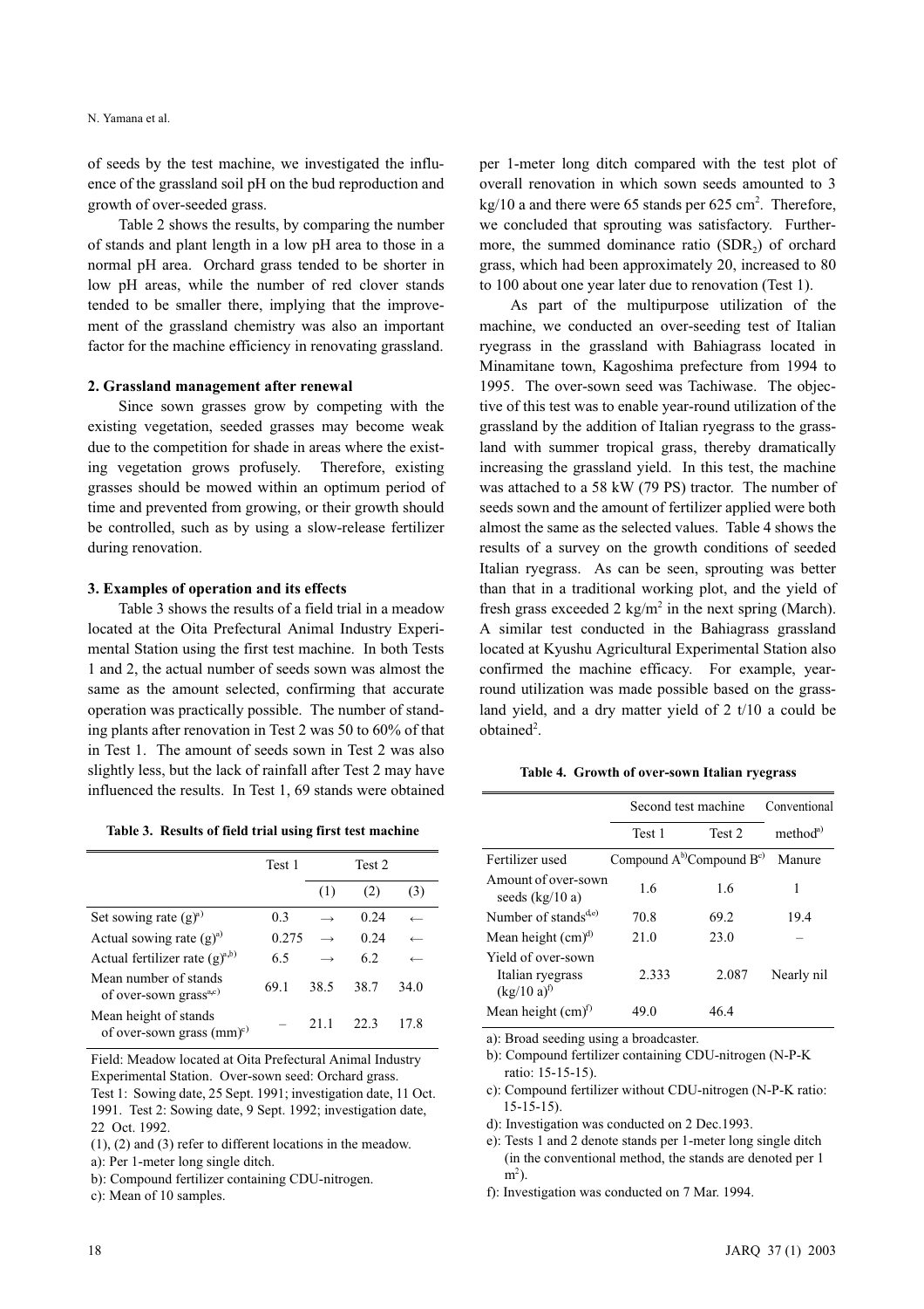of seeds by the test machine, we investigated the influence of the grassland soil pH on the bud reproduction and growth of over-seeded grass.

Table 2 shows the results, by comparing the number of stands and plant length in a low pH area to those in a normal pH area. Orchard grass tended to be shorter in low pH areas, while the number of red clover stands tended to be smaller there, implying that the improvement of the grassland chemistry was also an important factor for the machine efficiency in renovating grassland.

### 2. Grassland management after renewal

Since sown grasses grow by competing with the existing vegetation, seeded grasses may become weak due to the competition for shade in areas where the existing vegetation grows profusely. Therefore, existing grasses should be mowed within an optimum period of time and prevented from growing, or their growth should be controlled, such as by using a slow-release fertilizer during renovation.

### 3. Examples of operation and its effects

Table 3 shows the results of a field trial in a meadow located at the Oita Prefectural Animal Industry Experimental Station using the first test machine. In both Tests 1 and 2, the actual number of seeds sown was almost the same as the amount selected, confirming that accurate operation was practically possible. The number of standing plants after renovation in Test 2 was 50 to 60% of that in Test 1. The amount of seeds sown in Test 2 was also slightly less, but the lack of rainfall after Test 2 may have influenced the results. In Test 1, 69 stands were obtained per 1-meter long ditch compared with the test plot of overall renovation in which sown seeds amounted to 3 kg/10 a and there were 65 stands per 625 $cm^2$. Therefore, we concluded that sprouting was satisfactory. Furthermore, the summed dominance ratio ($SDR_2$) of orchard grass, which had been approximately 20, increased to 80 to 100 about one year later due to renovation (Test 1).

As part of the multipurpose utilization of the machine, we conducted an over-seeding test of Italian ryegrass in the grassland with Bahiagrass located in Minamitane town, Kagoshima prefecture from 1994 to 1995. The over-sown seed was Tachiwase. The objective of this test was to enable year-round utilization of the grassland by the addition of Italian ryegrass to the grassland with summer tropical grass, thereby dramatically increasing the grassland yield. In this test, the machine was attached to a 58 kW (79 PS) tractor. The number of seeds sown and the amount of fertilizer applied were both almost the same as the selected values. Table 4 shows the results of a survey on the growth conditions of seeded Italian ryegrass. As can be seen, sprouting was better than that in a traditional working plot, and the yield of fresh grass exceeded 2 kg/$m^2$ in the next spring (March). A similar test conducted in the Bahiagrass grassland located at Kyushu Agricultural Experimental Station also confirmed the machine efficacy. For example, year-round utilization was made possible based on the grassland yield, and a dry matter yield of 2 t/10 a could be obtained[2].

**Table 3. Results of field trial using first test machine**

| | Test 1 | Test 2 | | |
|---|---|---|---|---|
| | | (1) | (2) | (3) |
| Set sowing rate (g)[a)] | 0.3 | → | 0.24 | ← |
| Actual sowing rate (g)[a)] | 0.275 | → | 0.24 | ← |
| Actual fertilizer rate (g)[a,b)] | 6.5 | → | 6.2 | ← |
| Mean number of stands of over-sown grass[a,c)] | 69.1 | 38.5 | 38.7 | 34.0 |
| Mean height of stands of over-sown grass (mm)[c)] | – | 21.1 | 22.3 | 17.8 |

Field: Meadow located at Oita Prefectural Animal Industry Experimental Station. Over-sown seed: Orchard grass.
Test 1: Sowing date, 25 Sept. 1991; investigation date, 11 Oct. 1991. Test 2: Sowing date, 9 Sept. 1992; investigation date, 22 Oct. 1992.
(1), (2) and (3) refer to different locations in the meadow.
a): Per 1-meter long single ditch.
b): Compound fertilizer containing CDU-nitrogen.
c): Mean of 10 samples.

**Table 4. Growth of over-sown Italian ryegrass**

| | Second test machine | | Conventional method[a)] |
|---|---|---|---|
| | Test 1 | Test 2 | |
| Fertilizer used | Compound A[b)] | Compound B[c)] | Manure |
| Amount of over-sown seeds (kg/10 a) | 1.6 | 1.6 | 1 |
| Number of stands[d,e)] | 70.8 | 69.2 | 19.4 |
| Mean height (cm)[d)] | 21.0 | 23.0 | – |
| Yield of over-sown Italian ryegrass (kg/10 a)[f)] | 2.333 | 2.087 | Nearly nil |
| Mean height (cm)[f)] | 49.0 | 46.4 | |

a): Broad seeding using a broadcaster.
b): Compound fertilizer containing CDU-nitrogen (N-P-K ratio: 15-15-15).
c): Compound fertilizer without CDU-nitrogen (N-P-K ratio: 15-15-15).
d): Investigation was conducted on 2 Dec.1993.
e): Tests 1 and 2 denote stands per 1-meter long single ditch (in the conventional method, the stands are denoted per 1 $m^2$).
f): Investigation was conducted on 7 Mar. 1994.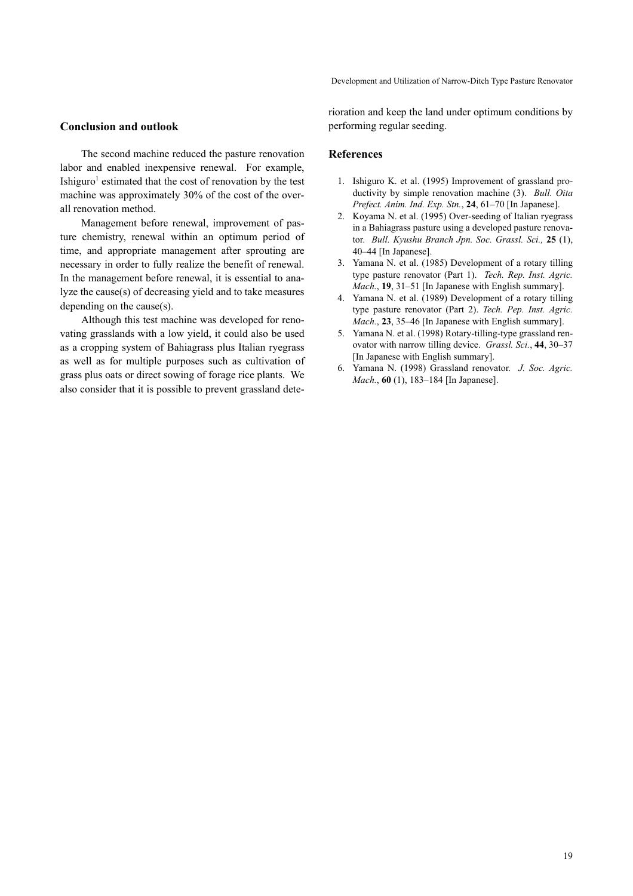## Conclusion and outlook

The second machine reduced the pasture renovation labor and enabled inexpensive renewal. For example, Ishiguro[1] estimated that the cost of renovation by the test machine was approximately 30% of the cost of the overall renovation method.

Management before renewal, improvement of pasture chemistry, renewal within an optimum period of time, and appropriate management after sprouting are necessary in order to fully realize the benefit of renewal. In the management before renewal, it is essential to analyze the cause(s) of decreasing yield and to take measures depending on the cause(s).

Although this test machine was developed for renovating grasslands with a low yield, it could also be used as a cropping system of Bahiagrass plus Italian ryegrass as well as for multiple purposes such as cultivation of grass plus oats or direct sowing of forage rice plants. We also consider that it is possible to prevent grassland deterioration and keep the land under optimum conditions by performing regular seeding.

## References

1. Ishiguro K. et al. (1995) Improvement of grassland productivity by simple renovation machine (3). *Bull. Oita Prefect. Anim. Ind. Exp. Stn.*, **24**, 61–70 [In Japanese].
2. Koyama N. et al. (1995) Over-seeding of Italian ryegrass in a Bahiagrass pasture using a developed pasture renovator. *Bull. Kyushu Branch Jpn. Soc. Grassl. Sci.,* **25** (1), 40–44 [In Japanese].
3. Yamana N. et al. (1985) Development of a rotary tilling type pasture renovator (Part 1). *Tech. Rep. Inst. Agric. Mach.*, **19**, 31–51 [In Japanese with English summary].
4. Yamana N. et al. (1989) Development of a rotary tilling type pasture renovator (Part 2). *Tech. Pep. Inst. Agric. Mach.*, **23**, 35–46 [In Japanese with English summary].
5. Yamana N. et al. (1998) Rotary-tilling-type grassland renovator with narrow tilling device. *Grassl. Sci.*, **44**, 30–37 [In Japanese with English summary].
6. Yamana N. (1998) Grassland renovator. *J. Soc. Agric. Mach.*, **60** (1), 183–184 [In Japanese].